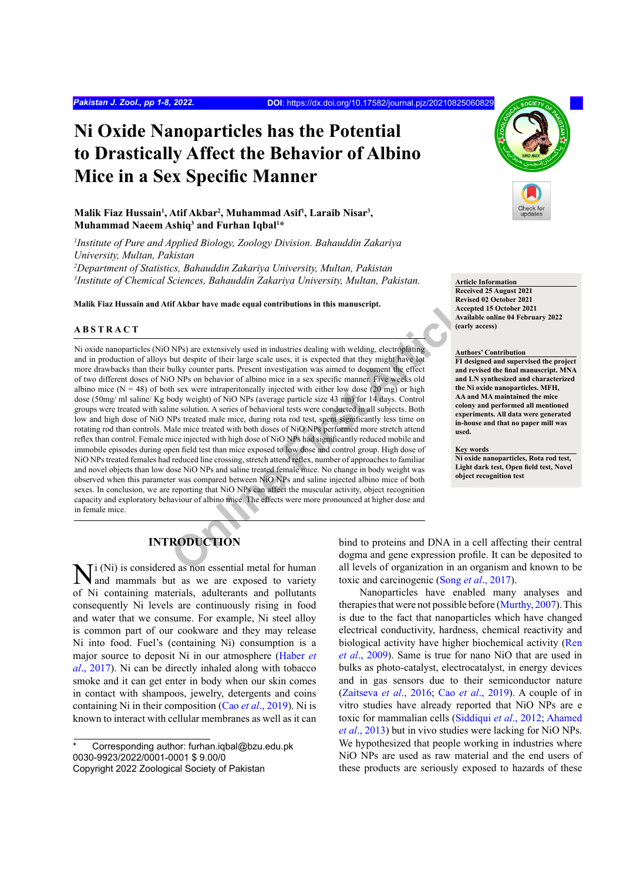# Ni Oxide Nanoparticles has the Potential to Drastically Affect the Behavior of Albino Mice in a Sex Specific Manner

**Malik Fiaz Hussain[1], Atif Akbar[2], Muhammad Asif[1], Laraib Nisar[3], Muhammad Naeem Ashiq[3] and Furhan Iqbal[1]***

*[1]Institute of Pure and Applied Biology, Zoology Division. Bahauddin Zakariya University, Multan, Pakistan*
*[2]Department of Statistics, Bahauddin Zakariya University, Multan, Pakistan*
*[3]Institute of Chemical Sciences, Bahauddin Zakariya University, Multan, Pakistan.*

**Malik Fiaz Hussain and Atif Akbar have made equal contributions in this manuscript.**

**Article Information**
Received 25 August 2021
Revised 02 October 2021
Accepted 15 October 2021
Available online 04 February 2022 (early access)

**Authors' Contribution**
FI designed and supervised the project and revised the final manuscript. MNA and LN synthesized and characterized the Ni oxide nanoparticles. MFH, AA and MA maintained the mice colony and performed all mentioned experiments. All data were generated in-house and that no paper mill was used.

**Key words**
Ni oxide nanoparticles, Rota rod test, Light dark test, Open field test, Novel object recognition test

## ABSTRACT

Ni oxide nanoparticles (NiO NPs) are extensively used in industries dealing with welding, electroplating and in production of alloys but despite of their large scale uses, it is expected that they might have lot more drawbacks than their bulky counter parts. Present investigation was aimed to document the effect of two different doses of NiO NPs on behavior of albino mice in a sex specific manner. Five weeks old albino mice (N = 48) of both sex were intraperitoneally injected with either low dose (20 mg) or high dose (50mg/ ml saline/ Kg body weight) of NiO NPs (average particle size 43 nm) for 14 days. Control groups were treated with saline solution. A series of behavioral tests were conducted in all subjects. Both low and high dose of NiO NPs treated male mice, during rota rod test, spent significantly less time on rotating rod than controls. Male mice treated with both doses of NiO NPs performed more stretch attend reflex than control. Female mice injected with high dose of NiO NPs had significantly reduced mobile and immobile episodes during open field test than mice exposed to low dose and control group. High dose of NiO NPs treated females had reduced line crossing, stretch attend reflex, number of approaches to familiar and novel objects than low dose NiO NPs and saline treated female mice. No change in body weight was observed when this parameter was compared between NiO NPs and saline injected albino mice of both sexes. In conclusion, we are reporting that NiO NPs can affect the muscular activity, object recognition capacity and exploratory behaviour of albino mice. The effects were more pronounced at higher dose and in female mice.

## INTRODUCTION

Ni (Ni) is considered as non essential metal for human and mammals but as we are exposed to variety of Ni containing materials, adulterants and pollutants consequently Ni levels are continuously rising in food and water that we consume. For example, Ni steel alloy is common part of our cookware and they may release Ni into food. Fuel's (containing Ni) consumption is a major source to deposit Ni in our atmosphere (Haber *et al*., 2017). Ni can be directly inhaled along with tobacco smoke and it can get enter in body when our skin comes in contact with shampoos, jewelry, detergents and coins containing Ni in their composition (Cao *et al*., 2019). Ni is known to interact with cellular membranes as well as it can bind to proteins and DNA in a cell affecting their central dogma and gene expression profile. It can be deposited to all levels of organization in an organism and known to be toxic and carcinogenic (Song *et al*., 2017).

Nanoparticles have enabled many analyses and therapies that were not possible before (Murthy, 2007). This is due to the fact that nanoparticles which have changed electrical conductivity, hardness, chemical reactivity and biological activity have higher biochemical activity (Ren *et al*., 2009). Same is true for nano NiO that are used in bulks as photo-catalyst, electrocatalyst, in energy devices and in gas sensors due to their semiconductor nature (Zaitseva *et al*., 2016; Cao *et al*., 2019). A couple of in vitro studies have already reported that NiO NPs are e toxic for mammalian cells (Siddiqui *et al*., 2012; Ahamed *et al*., 2013) but in vivo studies were lacking for NiO NPs. We hypothesized that people working in industries where NiO NPs are used as raw material and the end users of these products are seriously exposed to hazards of these

\* Corresponding author: furhan.iqbal@bzu.edu.pk
0030-9923/2022/0001-0001 $ 9.00/0
Copyright 2022 Zoological Society of Pakistan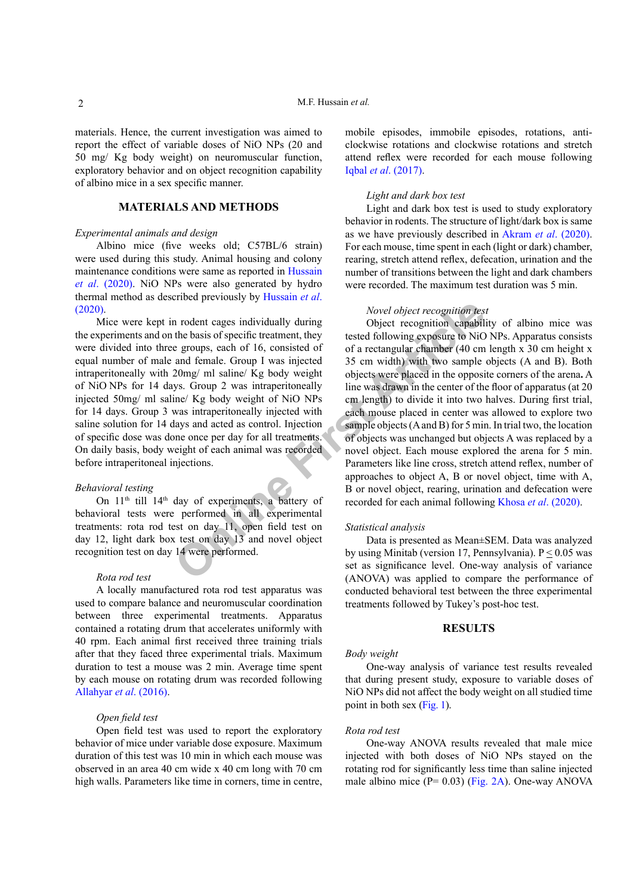materials. Hence, the current investigation was aimed to report the effect of variable doses of NiO NPs (20 and 50 mg/ Kg body weight) on neuromuscular function, exploratory behavior and on object recognition capability of albino mice in a sex specific manner.

## MATERIALS AND METHODS

*Experimental animals and design*

Albino mice (five weeks old; C57BL/6 strain) were used during this study. Animal housing and colony maintenance conditions were same as reported in Hussain *et al*. (2020). NiO NPs were also generated by hydro thermal method as described previously by Hussain *et al*. (2020).

Mice were kept in rodent cages individually during the experiments and on the basis of specific treatment, they were divided into three groups, each of 16, consisted of equal number of male and female. Group I was injected intraperitoneally with 20mg/ ml saline/ Kg body weight of NiO NPs for 14 days. Group 2 was intraperitoneally injected 50mg/ ml saline/ Kg body weight of NiO NPs for 14 days. Group 3 was intraperitoneally injected with saline solution for 14 days and acted as control. Injection of specific dose was done once per day for all treatments. On daily basis, body weight of each animal was recorded before intraperitoneal injections.

*Behavioral testing*

On 11th till 14th day of experiments, a battery of behavioral tests were performed in all experimental treatments: rota rod test on day 11, open field test on day 12, light dark box test on day 13 and novel object recognition test on day 14 were performed.

*Rota rod test*

A locally manufactured rota rod test apparatus was used to compare balance and neuromuscular coordination between three experimental treatments. Apparatus contained a rotating drum that accelerates uniformly with 40 rpm. Each animal first received three training trials after that they faced three experimental trials. Maximum duration to test a mouse was 2 min. Average time spent by each mouse on rotating drum was recorded following Allahyar *et al*. (2016).

*Open field test*

Open field test was used to report the exploratory behavior of mice under variable dose exposure. Maximum duration of this test was 10 min in which each mouse was observed in an area 40 cm wide x 40 cm long with 70 cm high walls. Parameters like time in corners, time in centre, mobile episodes, immobile episodes, rotations, anti-clockwise rotations and clockwise rotations and stretch attend reflex were recorded for each mouse following Iqbal *et al*. (2017).

*Light and dark box test*

Light and dark box test is used to study exploratory behavior in rodents. The structure of light/dark box is same as we have previously described in Akram *et al*. (2020). For each mouse, time spent in each (light or dark) chamber, rearing, stretch attend reflex, defecation, urination and the number of transitions between the light and dark chambers were recorded. The maximum test duration was 5 min.

*Novel object recognition test*

Object recognition capability of albino mice was tested following exposure to NiO NPs. Apparatus consists of a rectangular chamber (40 cm length x 30 cm height x 35 cm width) with two sample objects (A and B). Both objects were placed in the opposite corners of the arena**.** A line was drawn in the center of the floor of apparatus (at 20 cm length) to divide it into two halves. During first trial, each mouse placed in center was allowed to explore two sample objects (A and B) for 5 min. In trial two, the location of objects was unchanged but objects A was replaced by a novel object. Each mouse explored the arena for 5 min. Parameters like line cross, stretch attend reflex, number of approaches to object A, B or novel object, time with A, B or novel object, rearing, urination and defecation were recorded for each animal following Khosa *et al*. (2020).

*Statistical analysis*

Data is presented as Mean±SEM. Data was analyzed by using Minitab (version 17, Pennsylvania). $P \leq 0.05$ was set as significance level. One-way analysis of variance (ANOVA) was applied to compare the performance of conducted behavioral test between the three experimental treatments followed by Tukey's post-hoc test.

## RESULTS

*Body weight*

One-way analysis of variance test results revealed that during present study, exposure to variable doses of NiO NPs did not affect the body weight on all studied time point in both sex (Fig. 1).

*Rota rod test*

One-way ANOVA results revealed that male mice injected with both doses of NiO NPs stayed on the rotating rod for significantly less time than saline injected male albino mice ($P= 0.03$) (Fig. 2A). One-way ANOVA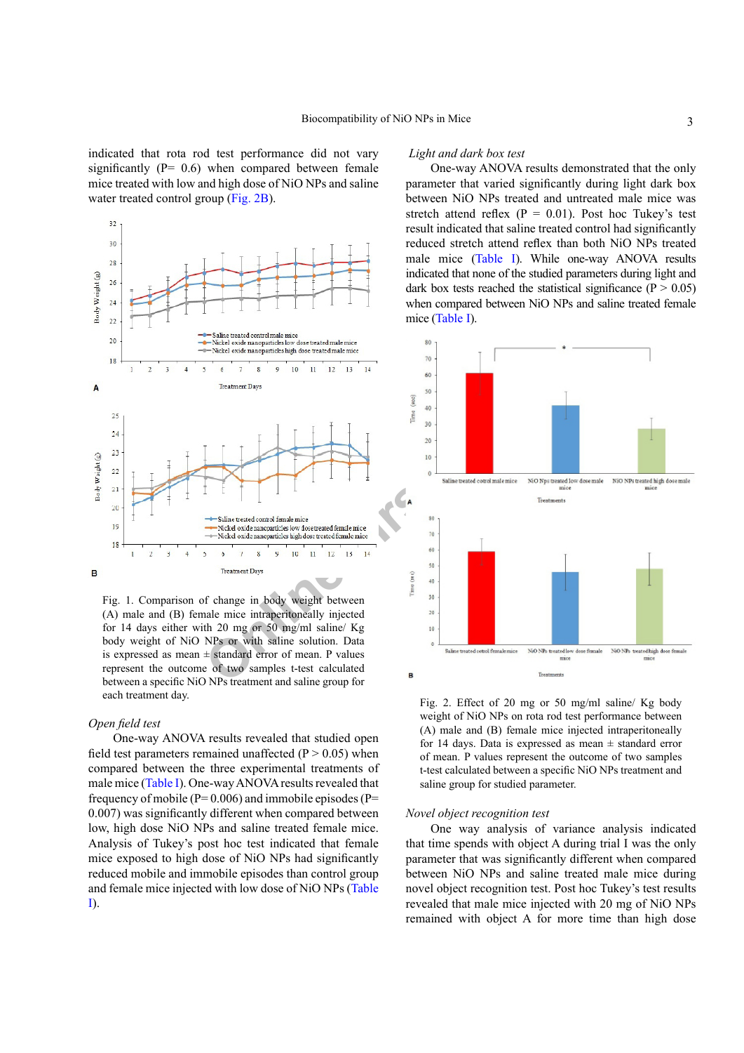indicated that rota rod test performance did not vary significantly (P= 0.6) when compared between female mice treated with low and high dose of NiO NPs and saline water treated control group (Fig. 2B).

32
30
28
26
24
22
20
18
Body Weight (g)
1 2 3 4 5 6 7 8 9 10 11 12 13 14
Treatment Days
Saline treated control male mice
Nickel oxide nanoparticles low dose treated male mice
Nickel oxide nanoparticles high dose treated male mice
A

25
24
23
22
21
20
19
18
Body Weight (g)
1 2 3 4 5 6 7 8 9 10 11 12 13 14
Treatment Days
Saline treated control female mice
Nickel oxide nanoparticles low dose treated female mice
Nickel oxide nanoparticles high dose treated female mice
B

Fig. 1. Comparison of change in body weight between (A) male and (B) female mice intraperitoneally injected for 14 days either with 20 mg or 50 mg/ml saline/ Kg body weight of NiO NPs or with saline solution. Data is expressed as mean ± standard error of mean. P values represent the outcome of two samples t-test calculated between a specific NiO NPs treatment and saline group for each treatment day.

*Open field test*

One-way ANOVA results revealed that studied open field test parameters remained unaffected (P > 0.05) when compared between the three experimental treatments of male mice (Table I). One-way ANOVA results revealed that frequency of mobile (P= 0.006) and immobile episodes (P= 0.007) was significantly different when compared between low, high dose NiO NPs and saline treated female mice. Analysis of Tukey's post hoc test indicated that female mice exposed to high dose of NiO NPs had significantly reduced mobile and immobile episodes than control group and female mice injected with low dose of NiO NPs (Table I).

*Light and dark box test*

One-way ANOVA results demonstrated that the only parameter that varied significantly during light dark box between NiO NPs treated and untreated male mice was stretch attend reflex (P = 0.01). Post hoc Tukey's test result indicated that saline treated control had significantly reduced stretch attend reflex than both NiO NPs treated male mice (Table I). While one-way ANOVA results indicated that none of the studied parameters during light and dark box tests reached the statistical significance (P > 0.05) when compared between NiO NPs and saline treated female mice (Table I).

80
70
60
50
40
30
20
10
0
Time (sec)
*
Saline treated cotrol male mice
NiO Nps treated low dose male mice
NiO NPs treated high dose male mice
Treatments
A

80
70
60
50
40
30
20
10
0
Time (sec)
Saline treated cotrol female mice
NiO NPs treated low dose female mice
NiO NPs treated high dose female mice
Treatments
B

Fig. 2. Effect of 20 mg or 50 mg/ml saline/ Kg body weight of NiO NPs on rota rod test performance between (A) male and (B) female mice injected intraperitoneally for 14 days. Data is expressed as mean ± standard error of mean. P values represent the outcome of two samples t-test calculated between a specific NiO NPs treatment and saline group for studied parameter.

*Novel object recognition test*

One way analysis of variance analysis indicated that time spends with object A during trial I was the only parameter that was significantly different when compared between NiO NPs and saline treated male mice during novel object recognition test. Post hoc Tukey's test results revealed that male mice injected with 20 mg of NiO NPs remained with object A for more time than high dose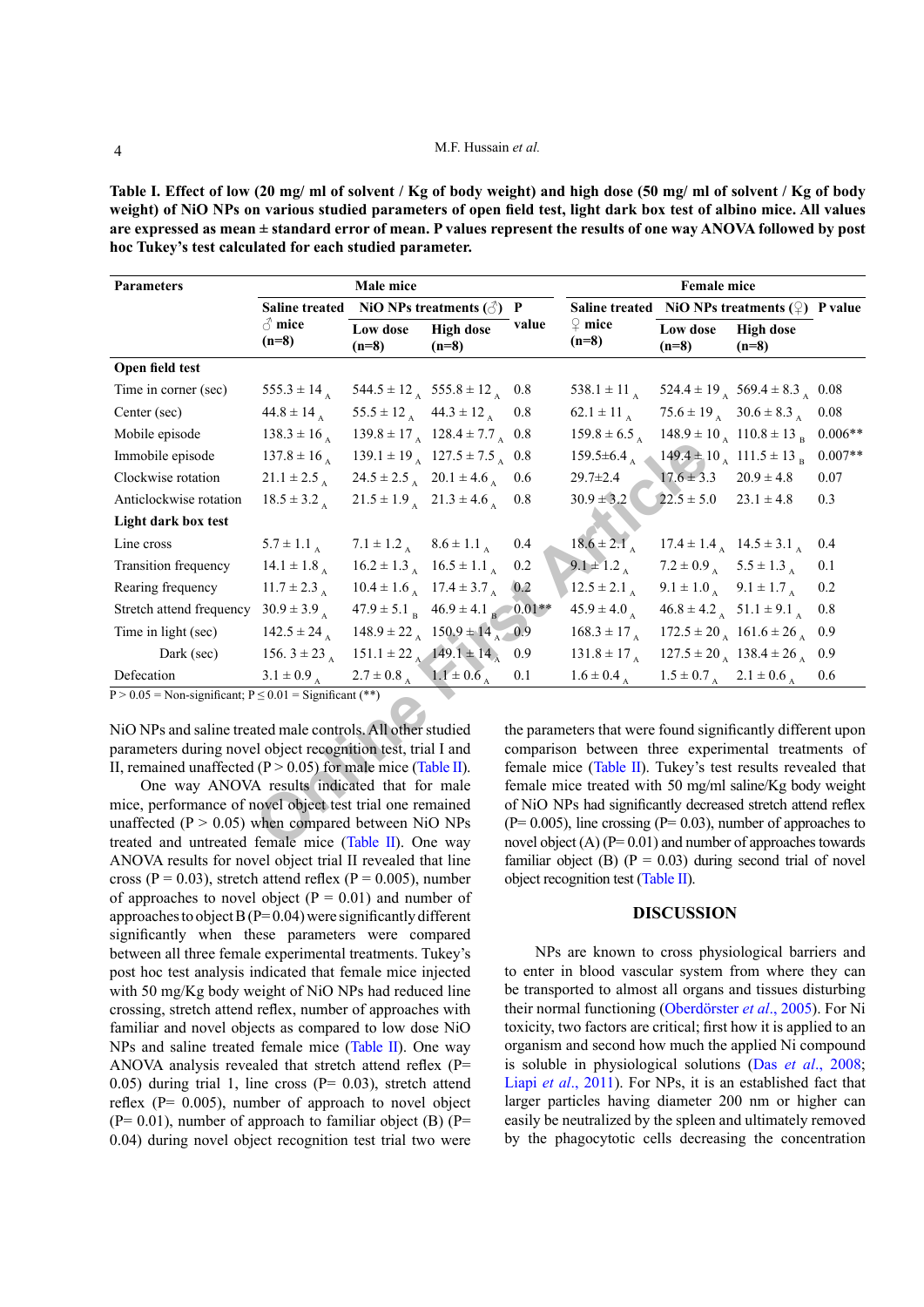**Table I. Effect of low (20 mg/ ml of solvent / Kg of body weight) and high dose (50 mg/ ml of solvent / Kg of body weight) of NiO NPs on various studied parameters of open field test, light dark box test of albino mice. All values are expressed as mean ± standard error of mean. P values represent the results of one way ANOVA followed by post hoc Tukey's test calculated for each studied parameter.**

| Parameters | Male mice | | | | Female mice | | | |
|---|---|---|---|---|---|---|---|---|
| | Saline treated ♂ mice (n=8) | NiO NPs treatments (♂) | | P value | Saline treated ♀ mice (n=8) | NiO NPs treatments (♀) | | P value |
| | | Low dose (n=8) | High dose (n=8) | | | Low dose (n=8) | High dose (n=8) | |
| **Open field test** | | | | | | | | |
| Time in corner (sec) | 555.3 ± 14 A | 544.5 ± 12 A | 555.8 ± 12 A | 0.8 | 538.1 ± 11 A | 524.4 ± 19 A | 569.4 ± 8.3 A | 0.08 |
| Center (sec) | 44.8 ± 14 A | 55.5 ± 12 A | 44.3 ± 12 A | 0.8 | 62.1 ± 11 A | 75.6 ± 19 A | 30.6 ± 8.3 A | 0.08 |
| Mobile episode | 138.3 ± 16 A | 139.8 ± 17 A | 128.4 ± 7.7 A | 0.8 | 159.8 ± 6.5 A | 148.9 ± 10 A | 110.8 ± 13 B | 0.006** |
| Immobile episode | 137.8 ± 16 A | 139.1 ± 19 A | 127.5 ± 7.5 A | 0.8 | 159.5±6.4 A | 149.4 ± 10 A | 111.5 ± 13 B | 0.007** |
| Clockwise rotation | 21.1 ± 2.5 A | 24.5 ± 2.5 A | 20.1 ± 4.6 A | 0.6 | 29.7±2.4 | 17.6 ± 3.3 | 20.9 ± 4.8 | 0.07 |
| Anticlockwise rotation | 18.5 ± 3.2 A | 21.5 ± 1.9 A | 21.3 ± 4.6 A | 0.8 | 30.9 ± 3.2 | 22.5 ± 5.0 | 23.1 ± 4.8 | 0.3 |
| **Light dark box test** | | | | | | | | |
| Line cross | 5.7 ± 1.1 A | 7.1 ± 1.2 A | 8.6 ± 1.1 A | 0.4 | 18.6 ± 2.1 A | 17.4 ± 1.4 A | 14.5 ± 3.1 A | 0.4 |
| Transition frequency | 14.1 ± 1.8 A | 16.2 ± 1.3 A | 16.5 ± 1.1 A | 0.2 | 9.1 ± 1.2 A | 7.2 ± 0.9 A | 5.5 ± 1.3 A | 0.1 |
| Rearing frequency | 11.7 ± 2.3 A | 10.4 ± 1.6 A | 17.4 ± 3.7 A | 0.2 | 12.5 ± 2.1 A | 9.1 ± 1.0 A | 9.1 ± 1.7 A | 0.2 |
| Stretch attend frequency | 30.9 ± 3.9 A | 47.9 ± 5.1 B | 46.9 ± 4.1 B | 0.01** | 45.9 ± 4.0 A | 46.8 ± 4.2 A | 51.1 ± 9.1 A | 0.8 |
| Time in light (sec) | 142.5 ± 24 A | 148.9 ± 22 A | 150.9 ± 14 A | 0.9 | 168.3 ± 17 A | 172.5 ± 20 A | 161.6 ± 26 A | 0.9 |
| Dark (sec) | 156. 3 ± 23 A | 151.1 ± 22 A | 149.1 ± 14 A | 0.9 | 131.8 ± 17 A | 127.5 ± 20 A | 138.4 ± 26 A | 0.9 |
| Defecation | 3.1 ± 0.9 A | 2.7 ± 0.8 A | 1.1 ± 0.6 A | 0.1 | 1.6 ± 0.4 A | 1.5 ± 0.7 A | 2.1 ± 0.6 A | 0.6 |

P > 0.05 = Non-significant; P ≤ 0.01 = Significant (**)

NiO NPs and saline treated male controls. All other studied parameters during novel object recognition test, trial I and II, remained unaffected (P > 0.05) for male mice (Table II).

One way ANOVA results indicated that for male mice, performance of novel object test trial one remained unaffected (P > 0.05) when compared between NiO NPs treated and untreated female mice (Table II). One way ANOVA results for novel object trial II revealed that line cross (P = 0.03), stretch attend reflex (P = 0.005), number of approaches to novel object (P = 0.01) and number of approaches to object B (P= 0.04) were significantly different significantly when these parameters were compared between all three female experimental treatments. Tukey's post hoc test analysis indicated that female mice injected with 50 mg/Kg body weight of NiO NPs had reduced line crossing, stretch attend reflex, number of approaches with familiar and novel objects as compared to low dose NiO NPs and saline treated female mice (Table II). One way ANOVA analysis revealed that stretch attend reflex (P= 0.05) during trial 1, line cross (P= 0.03), stretch attend reflex (P= 0.005), number of approach to novel object (P= 0.01), number of approach to familiar object (B) (P= 0.04) during novel object recognition test trial two were the parameters that were found significantly different upon comparison between three experimental treatments of female mice (Table II). Tukey's test results revealed that female mice treated with 50 mg/ml saline/Kg body weight of NiO NPs had significantly decreased stretch attend reflex (P= 0.005), line crossing (P= 0.03), number of approaches to novel object (A) (P= 0.01) and number of approaches towards familiar object (B) (P = 0.03) during second trial of novel object recognition test (Table II).

## DISCUSSION

NPs are known to cross physiological barriers and to enter in blood vascular system from where they can be transported to almost all organs and tissues disturbing their normal functioning (Oberdörster *et al*., 2005). For Ni toxicity, two factors are critical; first how it is applied to an organism and second how much the applied Ni compound is soluble in physiological solutions (Das *et al*., 2008; Liapi *et al*., 2011). For NPs, it is an established fact that larger particles having diameter 200 nm or higher can easily be neutralized by the spleen and ultimately removed by the phagocytotic cells decreasing the concentration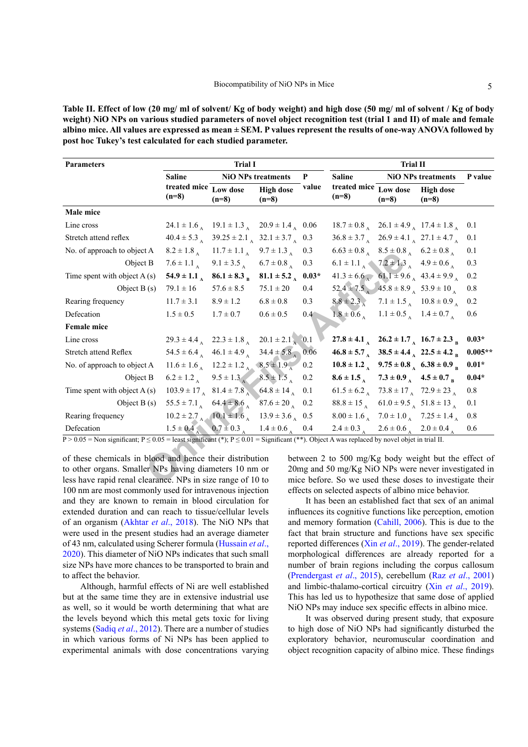**Table II. Effect of low (20 mg/ ml of solvent/ Kg of body weight) and high dose (50 mg/ ml of solvent / Kg of body weight) NiO NPs on various studied parameters of novel object recognition test (trial 1 and II) of male and female albino mice. All values are expressed as mean ± SEM. P values represent the results of one-way ANOVA followed by post hoc Tukey's test calculated for each studied parameter.**

| Parameters | Trial I | | | | Trial II | | | |
|---|---|---|---|---|---|---|---|---|
| | Saline treated mice (n=8) | NiO NPs treatments Low dose (n=8) | NiO NPs treatments High dose (n=8) | P value | Saline treated mice (n=8) | NiO NPs treatments Low dose (n=8) | NiO NPs treatments High dose (n=8) | P value |
| **Male mice** | | | | | | | | |
| Line cross | 24.1 ± 1.6 $_A$ | 19.1 ± 1.3 $_A$ | 20.9 ± 1.4 $_A$ | 0.06 | 18.7 ± 0.8 $_A$ | 26.1 ± 4.9 $_A$ | 17.4 ± 1.8 $_A$ | 0.1 |
| Stretch attend reflex | 40.4 ± 5.3 $_A$ | 39.25 ± 2.1 $_A$ | 32.1 ± 3.7 $_A$ | 0.3 | 36.8 ± 3.7 $_A$ | 26.9 ± 4.1 $_A$ | 27.1 ± 4.7 $_A$ | 0.1 |
| No. of approach to object A | 8.2 ± 1.8 $_A$ | 11.7 ± 1.1 $_A$ | 9.7 ± 1.3 $_A$ | 0.3 | 6.63 ± 0.8 $_A$ | 8.5 ± 0.8 $_A$ | 6.2 ± 0.8 $_A$ | 0.1 |
| Object B | 7.6 ± 1.1 $_A$ | 9.1 ± 3.5 $_A$ | 6.7 ± 0.8 $_A$ | 0.3 | 6.1 ± 1.1 $_A$ | 7.2 ± 1.3 $_A$ | 4.9 ± 0.6 $_A$ | 0.3 |
| Time spent with object A (s) | **54.9 ± 1.1 $_A$** | **86.1 ± 8.3 $_B$** | **81.1 ± 5.2 $_A$** | **0.03*** | 41.3 ± 6.6 $_A$ | 61.1 ± 9.6 $_A$ | 43.4 ± 9.9 $_A$ | 0.2 |
| Object B (s) | 79.1 ± 16 | 57.6 ± 8.5 | 75.1 ± 20 | 0.4 | 52.4 ± 7.5 $_A$ | 45.8 ± 8.9 $_A$ | 53.9 ± 10 $_A$ | 0.8 |
| Rearing frequency | 11.7 ± 3.1 | 8.9 ± 1.2 | 6.8 ± 0.8 | 0.3 | 8.8 ± 2.3 $_A$ | 7.1 ± 1.5 $_A$ | 10.8 ± 0.9 $_A$ | 0.2 |
| Defecation | 1.5 ± 0.5 | 1.7 ± 0.7 | 0.6 ± 0.5 | 0.4 | 1.8 ± 0.6 $_A$ | 1.1 ± 0.5 $_A$ | 1.4 ± 0.7 $_A$ | 0.6 |
| **Female mice** | | | | | | | | |
| Line cross | 29.3 ± 4.4 $_A$ | 22.3 ± 1.8 $_A$ | 20.1 ± 2.1 $_A$ | 0.1 | **27.8 ± 4.1 $_A$** | **26.2 ± 1.7 $_A$** | **16.7 ± 2.3 $_B$** | **0.03*** |
| Stretch attend Reflex | 54.5 ± 6.4 $_A$ | 46.1 ± 4.9 $_A$ | 34.4 ± 5.8 $_A$ | 0.06 | **46.8 ± 5.7 $_A$** | **38.5 ± 4.4 $_A$** | **22.5 ± 4.2 $_B$** | **0.005**** |
| No. of approach to object A | 11.6 ± 1.6 $_A$ | 12.2 ± 1.2 $_A$ | 8.5 ± 1.9 $_A$ | 0.2 | **10.8 ± 1.2 $_A$** | **9.75 ± 0.8 $_A$** | **6.38 ± 0.9 $_B$** | **0.01*** |
| Object B | 6.2 ± 1.2 $_A$ | 9.5 ± 1.3 $_A$ | 8.5 ± 1.5 $_A$ | 0.2 | **8.6 ± 1.5 $_A$** | **7.3 ± 0.9 $_A$** | **4.5 ± 0.7 $_B$** | **0.04*** |
| Time spent with object A (s) | 103.9 ± 17 $_A$ | 81.4 ± 7.8 $_A$ | 64.8 ± 14 $_A$ | 0.1 | 61.5 ± 6.2 $_A$ | 73.8 ± 17 $_A$ | 72.9 ± 23 $_A$ | 0.8 |
| Object B (s) | 55.5 ± 7.1 $_A$ | 64.4 ± 8.6 $_A$ | 87.6 ± 20 $_A$ | 0.2 | 88.8 ± 15 $_A$ | 61.0 ± 9.5 $_A$ | 51.8 ± 13 $_A$ | 0.1 |
| Rearing frequency | 10.2 ± 2.7 $_A$ | 10.1 ± 1.6 $_A$ | 13.9 ± 3.6 $_A$ | 0.5 | 8.00 ± 1.6 $_A$ | 7.0 ± 1.0 $_A$ | 7.25 ± 1.4 $_A$ | 0.8 |
| Defecation | 1.5 ± 0.4 $_A$ | 0.7 ± 0.3 $_A$ | 1.4 ± 0.6 $_A$ | 0.4 | 2.4 ± 0.3 $_A$ | 2.6 ± 0.6 $_A$ | 2.0 ± 0.4 $_A$ | 0.6 |

P > 0.05 = Non significant; P ≤ 0.05 = least significant (*); P ≤ 0.01 = Significant (**). Object A was replaced by novel objet in trial II.

of these chemicals in blood and hence their distribution to other organs. Smaller NPs having diameters 10 nm or less have rapid renal clearance. NPs in size range of 10 to 100 nm are most commonly used for intravenous injection and they are known to remain in blood circulation for extended duration and can reach to tissue/cellular levels of an organism (Akhtar *et al*., 2018). The NiO NPs that were used in the present studies had an average diameter of 43 nm, calculated using Scherer formula (Hussain *et al*., 2020). This diameter of NiO NPs indicates that such small size NPs have more chances to be transported to brain and to affect the behavior.

Although, harmful effects of Ni are well established but at the same time they are in extensive industrial use as well, so it would be worth determining that what are the levels beyond which this metal gets toxic for living systems (Sadiq *et al*., 2012). There are a number of studies in which various forms of Ni NPs has been applied to experimental animals with dose concentrations varying between 2 to 500 mg/Kg body weight but the effect of 20mg and 50 mg/Kg NiO NPs were never investigated in mice before. So we used these doses to investigate their effects on selected aspects of albino mice behavior.

It has been an established fact that sex of an animal influences its cognitive functions like perception, emotion and memory formation (Cahill, 2006). This is due to the fact that brain structure and functions have sex specific reported differences (Xin *et al*., 2019). The gender-related morphological differences are already reported for a number of brain regions including the corpus callosum (Prendergast *et al*., 2015), cerebellum (Raz *et al*., 2001) and limbic-thalamo-cortical circuitry (Xin *et al*., 2019). This has led us to hypothesize that same dose of applied NiO NPs may induce sex specific effects in albino mice.

It was observed during present study, that exposure to high dose of NiO NPs had significantly disturbed the exploratory behavior, neuromuscular coordination and object recognition capacity of albino mice. These findings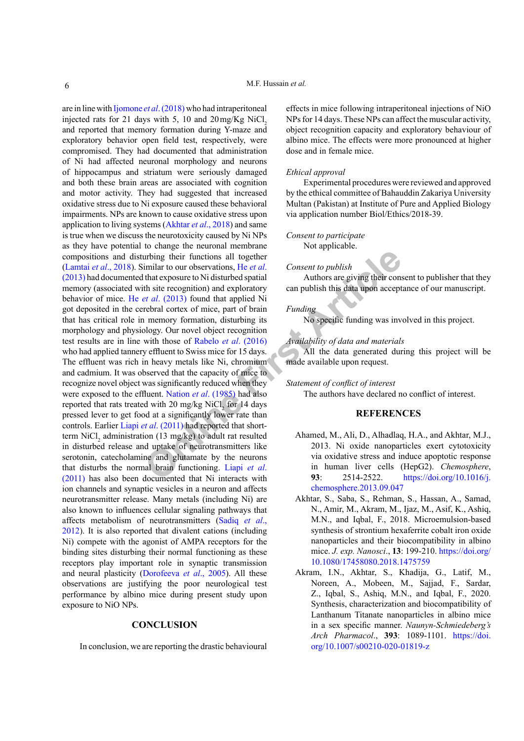are in line with Ijomone *et al*. (2018) who had intraperitoneal injected rats for 21 days with 5, 10 and 20 mg/Kg $NiCl_2$ and reported that memory formation during Y-maze and exploratory behavior open field test, respectively, were compromised. They had documented that administration of Ni had affected neuronal morphology and neurons of hippocampus and striatum were seriously damaged and both these brain areas are associated with cognition and motor activity. They had suggested that increased oxidative stress due to Ni exposure caused these behavioral impairments. NPs are known to cause oxidative stress upon application to living systems (Akhtar *et al*., 2018) and same is true when we discuss the neurotoxicity caused by Ni NPs as they have potential to change the neuronal membrane compositions and disturbing their functions all together (Lamtai *et al*., 2018). Similar to our observations, He *et al*. (2013) had documented that exposure to Ni disturbed spatial memory (associated with site recognition) and exploratory behavior of mice. He *et al*. (2013) found that applied Ni got deposited in the cerebral cortex of mice, part of brain that has critical role in memory formation, disturbing its morphology and physiology. Our novel object recognition test results are in line with those of Rabelo *et al*. (2016) who had applied tannery effluent to Swiss mice for 15 days. The effluent was rich in heavy metals like Ni, chromium and cadmium. It was observed that the capacity of mice to recognize novel object was significantly reduced when they were exposed to the effluent. Nation *et al*. (1985) had also reported that rats treated with 20 mg/kg $NiCl_2$ for 14 days pressed lever to get food at a significantly lower rate than controls. Earlier Liapi *et al*. (2011) had reported that short-term $NiCl_2$ administration (13 mg/kg) to adult rat resulted in disturbed release and uptake of neurotransmitters like serotonin, catecholamine and glutamate by the neurons that disturbs the normal brain functioning. Liapi *et al*. (2011) has also been documented that Ni interacts with ion channels and synaptic vesicles in a neuron and affects neurotransmitter release. Many metals (including Ni) are also known to influences cellular signaling pathways that affects metabolism of neurotransmitters (Sadiq *et al*., 2012). It is also reported that divalent cations (including Ni) compete with the agonist of AMPA receptors for the binding sites disturbing their normal functioning as these receptors play important role in synaptic transmission and neural plasticity (Dorofeeva *et al*., 2005). All these observations are justifying the poor neurological test performance by albino mice during present study upon exposure to NiO NPs.

## CONCLUSION

In conclusion, we are reporting the drastic behavioural effects in mice following intraperitoneal injections of NiO NPs for 14 days. These NPs can affect the muscular activity, object recognition capacity and exploratory behaviour of albino mice. The effects were more pronounced at higher dose and in female mice.

*Ethical approval*

Experimental procedures were reviewed and approved by the ethical committee of Bahauddin Zakariya University Multan (Pakistan) at Institute of Pure and Applied Biology via application number Biol/Ethics/2018-39.

*Consent to participate*

Not applicable.

*Consent to publish*

Authors are giving their consent to publisher that they can publish this data upon acceptance of our manuscript.

*Funding*

No specific funding was involved in this project.

*Availability of data and materials*

All the data generated during this project will be made available upon request.

*Statement of conflict of interest*

The authors have declared no conflict of interest.

## REFERENCES

Ahamed, M., Ali, D., Alhadlaq, H.A., and Akhtar, M.J., 2013. Ni oxide nanoparticles exert cytotoxicity via oxidative stress and induce apoptotic response in human liver cells (HepG2). *Chemosphere*, **93**: 2514-2522. https://doi.org/10.1016/j.chemosphere.2013.09.047

Akhtar, S., Saba, S., Rehman, S., Hassan, A., Samad, N., Amir, M., Akram, M., Ijaz, M., Asif, K., Ashiq, M.N., and Iqbal, F., 2018. Microemulsion-based synthesis of strontium hexaferrite cobalt iron oxide nanoparticles and their biocompatibility in albino mice. *J. exp. Nanosci*., **13**: 199-210. https://doi.org/10.1080/17458080.2018.1475759

Akram, I.N., Akhtar, S., Khadija, G., Latif, M., Noreen, A., Mobeen, M., Sajjad, F., Sardar, Z., Iqbal, S., Ashiq, M.N., and Iqbal, F., 2020. Synthesis, characterization and biocompatibility of Lanthanum Titanate nanoparticles in albino mice in a sex specific manner. *Naunyn-Schmiedeberg's Arch Pharmacol*., **393**: 1089-1101. https://doi.org/10.1007/s00210-020-01819-z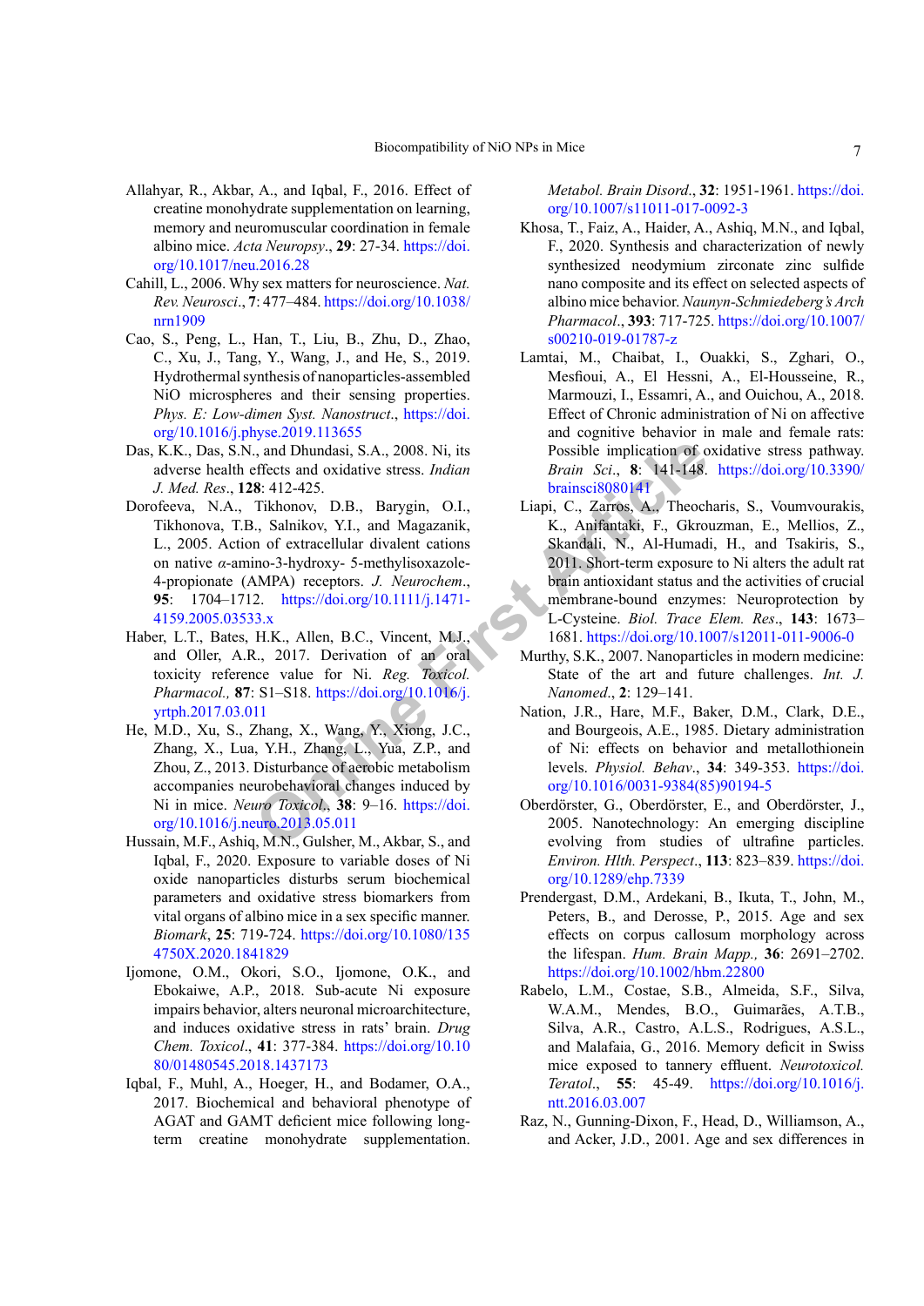Allahyar, R., Akbar, A., and Iqbal, F., 2016. Effect of creatine monohydrate supplementation on learning, memory and neuromuscular coordination in female albino mice. *Acta Neuropsy*., **29**: 27-34. https://doi.org/10.1017/neu.2016.28

Cahill, L., 2006. Why sex matters for neuroscience. *Nat. Rev. Neurosci*., **7**: 477–484. https://doi.org/10.1038/nrn1909

Cao, S., Peng, L., Han, T., Liu, B., Zhu, D., Zhao, C., Xu, J., Tang, Y., Wang, J., and He, S., 2019. Hydrothermal synthesis of nanoparticles-assembled NiO microspheres and their sensing properties. *Phys. E: Low-dimen Syst. Nanostruct*., https://doi.org/10.1016/j.physe.2019.113655

Das, K.K., Das, S.N., and Dhundasi, S.A., 2008. Ni, its adverse health effects and oxidative stress. *Indian J. Med. Res*., **128**: 412-425.

Dorofeeva, N.A., Tikhonov, D.B., Barygin, O.I., Tikhonova, T.B., Salnikov, Y.I., and Magazanik, L., 2005. Action of extracellular divalent cations on native $\alpha$-amino-3-hydroxy- 5-methylisoxazole-4-propionate (AMPA) receptors. *J. Neurochem*., **95**: 1704–1712. https://doi.org/10.1111/j.1471-4159.2005.03533.x

Haber, L.T., Bates, H.K., Allen, B.C., Vincent, M.J., and Oller, A.R., 2017. Derivation of an oral toxicity reference value for Ni. *Reg. Toxicol. Pharmacol.,* **87**: S1–S18. https://doi.org/10.1016/j.yrtph.2017.03.011

He, M.D., Xu, S., Zhang, X., Wang, Y., Xiong, J.C., Zhang, X., Lua, Y.H., Zhang, L., Yua, Z.P., and Zhou, Z., 2013. Disturbance of aerobic metabolism accompanies neurobehavioral changes induced by Ni in mice. *Neuro Toxicol*., **38**: 9–16. https://doi.org/10.1016/j.neuro.2013.05.011

Hussain, M.F., Ashiq, M.N., Gulsher, M., Akbar, S., and Iqbal, F., 2020. Exposure to variable doses of Ni oxide nanoparticles disturbs serum biochemical parameters and oxidative stress biomarkers from vital organs of albino mice in a sex specific manner. *Biomark*, **25**: 719-724. https://doi.org/10.1080/1354750X.2020.1841829

Ijomone, O.M., Okori, S.O., Ijomone, O.K., and Ebokaiwe, A.P., 2018. Sub-acute Ni exposure impairs behavior, alters neuronal microarchitecture, and induces oxidative stress in rats' brain. *Drug Chem. Toxicol*., **41**: 377-384. https://doi.org/10.1080/01480545.2018.1437173

Iqbal, F., Muhl, A., Hoeger, H., and Bodamer, O.A., 2017. Biochemical and behavioral phenotype of AGAT and GAMT deficient mice following long-term creatine monohydrate supplementation. *Metabol. Brain Disord*., **32**: 1951-1961. https://doi.org/10.1007/s11011-017-0092-3

Khosa, T., Faiz, A., Haider, A., Ashiq, M.N., and Iqbal, F., 2020. Synthesis and characterization of newly synthesized neodymium zirconate zinc sulfide nano composite and its effect on selected aspects of albino mice behavior. *Naunyn-Schmiedeberg's Arch Pharmacol*., **393**: 717-725. https://doi.org/10.1007/s00210-019-01787-z

Lamtai, M., Chaibat, I., Ouakki, S., Zghari, O., Mesfioui, A., El Hessni, A., El-Housseine, R., Marmouzi, I., Essamri, A., and Ouichou, A., 2018. Effect of Chronic administration of Ni on affective and cognitive behavior in male and female rats: Possible implication of oxidative stress pathway. *Brain Sci*., **8**: 141-148. https://doi.org/10.3390/brainsci8080141

Liapi, C., Zarros, A., Theocharis, S., Voumvourakis, K., Anifantaki, F., Gkrouzman, E., Mellios, Z., Skandali, N., Al-Humadi, H., and Tsakiris, S., 2011. Short-term exposure to Ni alters the adult rat brain antioxidant status and the activities of crucial membrane-bound enzymes: Neuroprotection by L-Cysteine. *Biol. Trace Elem. Res*., **143**: 1673–1681. https://doi.org/10.1007/s12011-011-9006-0

Murthy, S.K., 2007. Nanoparticles in modern medicine: State of the art and future challenges. *Int. J. Nanomed*., **2**: 129–141.

Nation, J.R., Hare, M.F., Baker, D.M., Clark, D.E., and Bourgeois, A.E., 1985. Dietary administration of Ni: effects on behavior and metallothionein levels. *Physiol. Behav*., **34**: 349-353. https://doi.org/10.1016/0031-9384(85)90194-5

Oberdörster, G., Oberdörster, E., and Oberdörster, J., 2005. Nanotechnology: An emerging discipline evolving from studies of ultrafine particles. *Environ. Hlth. Perspect*., **113**: 823–839. https://doi.org/10.1289/ehp.7339

Prendergast, D.M., Ardekani, B., Ikuta, T., John, M., Peters, B., and Derosse, P., 2015. Age and sex effects on corpus callosum morphology across the lifespan. *Hum. Brain Mapp*., **36**: 2691–2702. https://doi.org/10.1002/hbm.22800

Rabelo, L.M., Costae, S.B., Almeida, S.F., Silva, W.A.M., Mendes, B.O., Guimarães, A.T.B., Silva, A.R., Castro, A.L.S., Rodrigues, A.S.L., and Malafaia, G., 2016. Memory deficit in Swiss mice exposed to tannery effluent. *Neurotoxicol. Teratol*., **55**: 45-49. https://doi.org/10.1016/j.ntt.2016.03.007

Raz, N., Gunning-Dixon, F., Head, D., Williamson, A., and Acker, J.D., 2001. Age and sex differences in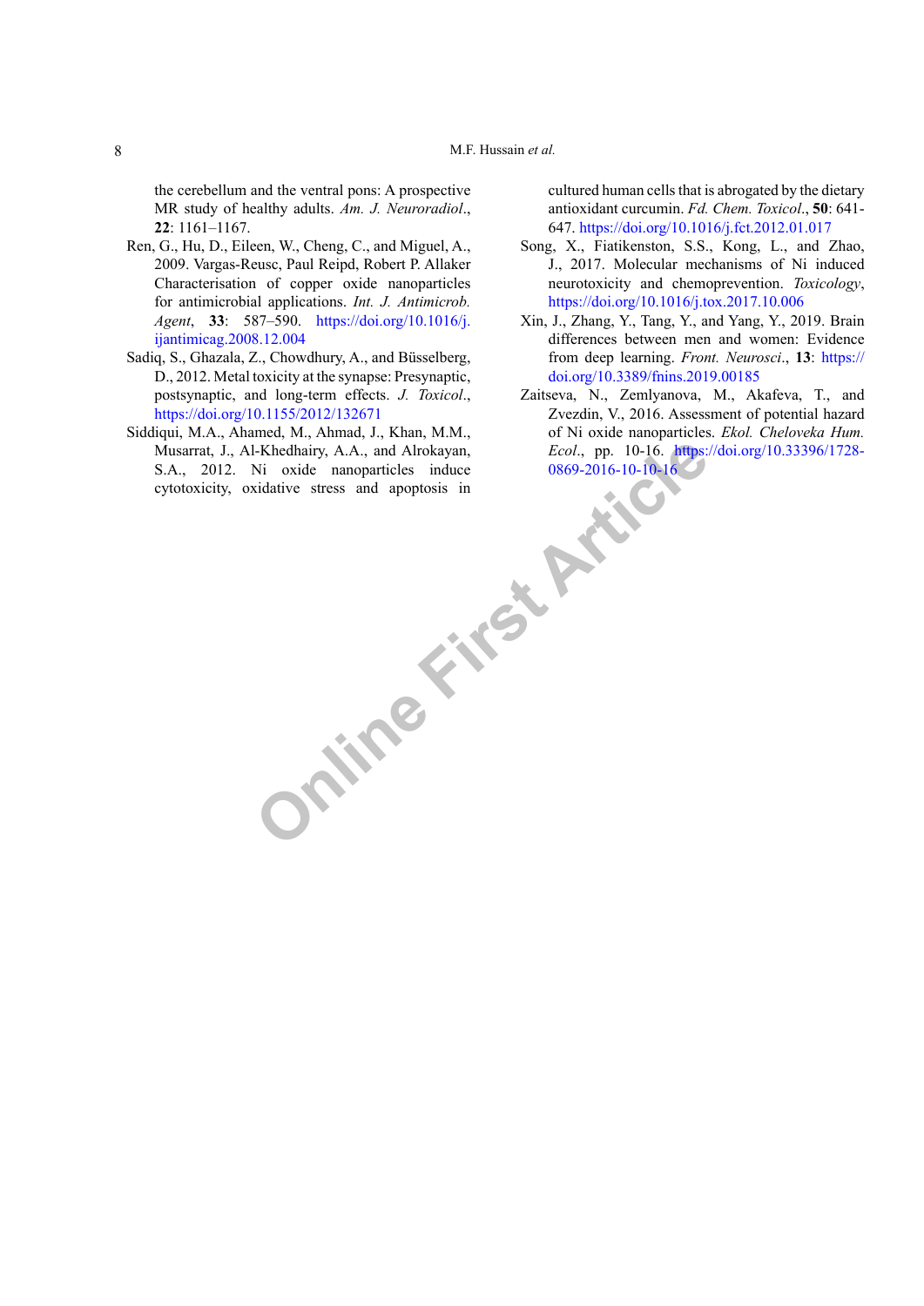the cerebellum and the ventral pons: A prospective MR study of healthy adults. *Am. J. Neuroradiol*., **22**: 1161–1167.

Ren, G., Hu, D., Eileen, W., Cheng, C., and Miguel, A., 2009. Vargas-Reusc, Paul Reipd, Robert P. Allaker Characterisation of copper oxide nanoparticles for antimicrobial applications. *Int. J. Antimicrob. Agent*, **33**: 587–590. https://doi.org/10.1016/j.ijantimicag.2008.12.004

Sadiq, S., Ghazala, Z., Chowdhury, A., and Büsselberg, D., 2012. Metal toxicity at the synapse: Presynaptic, postsynaptic, and long-term effects. *J. Toxicol*., https://doi.org/10.1155/2012/132671

Siddiqui, M.A., Ahamed, M., Ahmad, J., Khan, M.M., Musarrat, J., Al-Khedhairy, A.A., and Alrokayan, S.A., 2012. Ni oxide nanoparticles induce cytotoxicity, oxidative stress and apoptosis in cultured human cells that is abrogated by the dietary antioxidant curcumin. *Fd. Chem. Toxicol*., **50**: 641-647. https://doi.org/10.1016/j.fct.2012.01.017

Song, X., Fiatikenston, S.S., Kong, L., and Zhao, J., 2017. Molecular mechanisms of Ni induced neurotoxicity and chemoprevention. *Toxicology*, https://doi.org/10.1016/j.tox.2017.10.006

Xin, J., Zhang, Y., Tang, Y., and Yang, Y., 2019. Brain differences between men and women: Evidence from deep learning. *Front. Neurosci*., **13**: https://doi.org/10.3389/fnins.2019.00185

Zaitseva, N., Zemlyanova, M., Akafeva, T., and Zvezdin, V., 2016. Assessment of potential hazard of Ni oxide nanoparticles. *Ekol. Cheloveka Hum. Ecol*., pp. 10-16. https://doi.org/10.33396/1728-0869-2016-10-10-16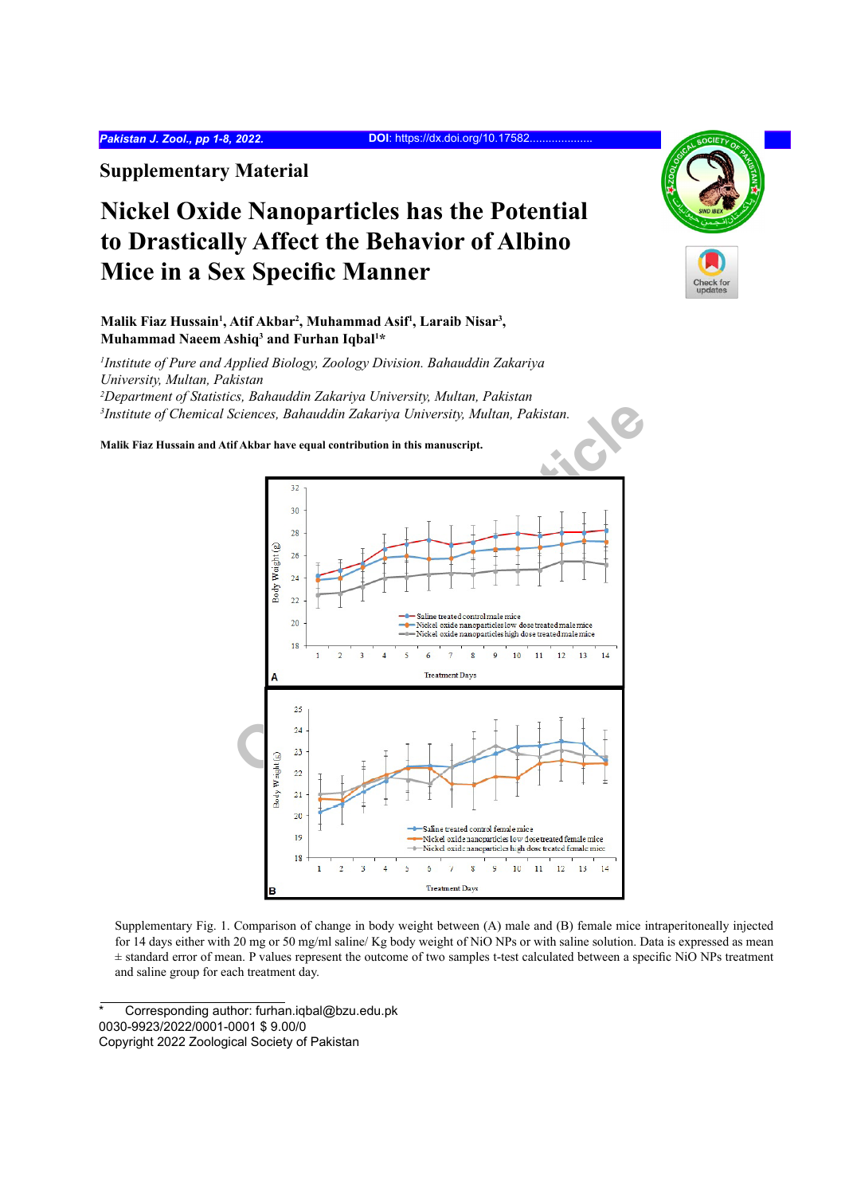## Supplementary Material

# Nickel Oxide Nanoparticles has the Potential to Drastically Affect the Behavior of Albino Mice in a Sex Specific Manner

**Malik Fiaz Hussain[1], Atif Akbar[2], Muhammad Asif[1], Laraib Nisar[3], Muhammad Naeem Ashiq[3] and Furhan Iqbal[1]***

*[1]Institute of Pure and Applied Biology, Zoology Division. Bahauddin Zakariya University, Multan, Pakistan*
*[2]Department of Statistics, Bahauddin Zakariya University, Multan, Pakistan*
*[3]Institute of Chemical Sciences, Bahauddin Zakariya University, Multan, Pakistan.*

**Malik Fiaz Hussain and Atif Akbar have equal contribution in this manuscript.**

A

Body Weight (g)

32
30
28
26
24
22
20
18

1 2 3 4 5 6 7 8 9 10 11 12 13 14

Treatment Days

Saline treated control male mice
Nickel oxide nanoparticles low dose treated male mice
Nickel oxide nanoparticles high dose treated male mice

B

Body Weight (g)

25
24
23
22
21
20
19
18

1 2 3 4 5 6 7 8 9 10 11 12 13 14

Treatment Days

Saline treated control female mice
Nickel oxide nanoparticles low dose treated female mice
Nickel oxide nanoparticles high dose treated female mice

Supplementary Fig. 1. Comparison of change in body weight between (A) male and (B) female mice intraperitoneally injected for 14 days either with 20 mg or 50 mg/ml saline/ Kg body weight of NiO NPs or with saline solution. Data is expressed as mean ± standard error of mean. P values represent the outcome of two samples t-test calculated between a specific NiO NPs treatment and saline group for each treatment day.

\* Corresponding author: furhan.iqbal@bzu.edu.pk
0030-9923/2022/0001-0001 $ 9.00/0
Copyright 2022 Zoological Society of Pakistan